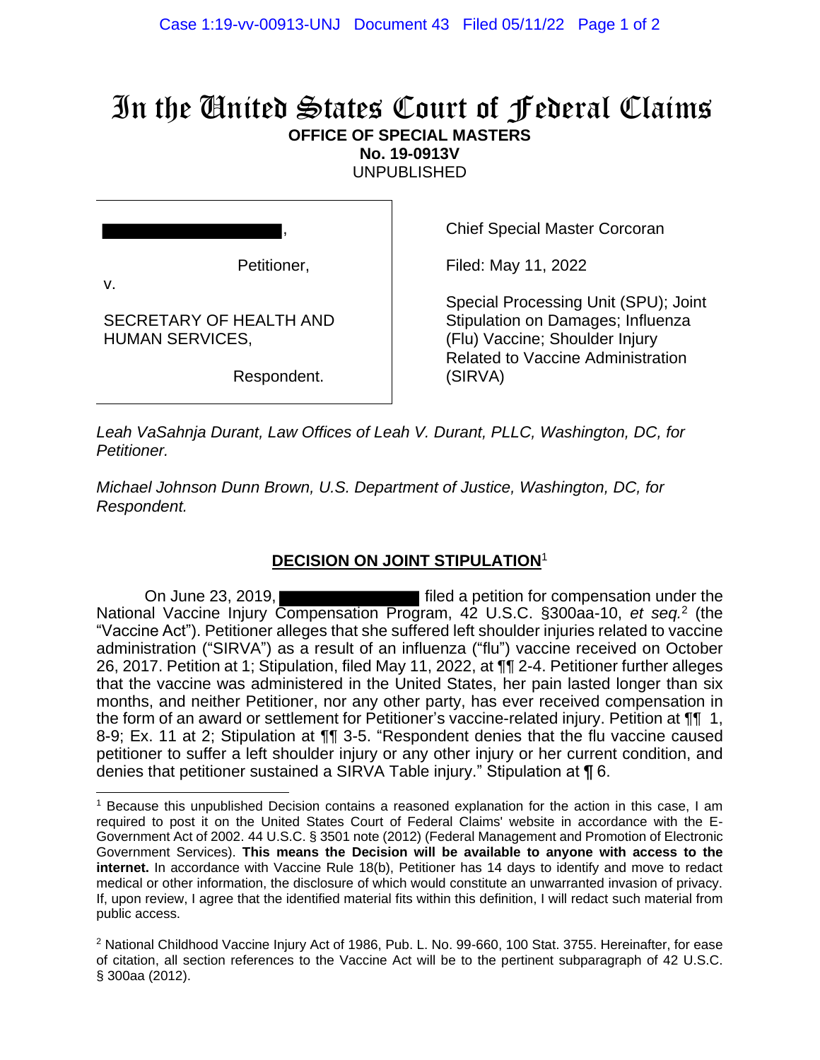# In the United States Court of Federal Claims

**OFFICE OF SPECIAL MASTERS**
**No. 19-0913V**
UNPUBLISHED

█████████████,

Petitioner,

v.

SECRETARY OF HEALTH AND HUMAN SERVICES,

Respondent.

Chief Special Master Corcoran

Filed: May 11, 2022

Special Processing Unit (SPU); Joint Stipulation on Damages; Influenza (Flu) Vaccine; Shoulder Injury Related to Vaccine Administration (SIRVA)

*Leah VaSahnja Durant, Law Offices of Leah V. Durant, PLLC, Washington, DC, for Petitioner.*

*Michael Johnson Dunn Brown, U.S. Department of Justice, Washington, DC, for Respondent.*

## DECISION ON JOINT STIPULATION[1]

On June 23, 2019, ████████████ filed a petition for compensation under the National Vaccine Injury Compensation Program, 42 U.S.C. §300aa-10, *et seq.*[2] (the "Vaccine Act"). Petitioner alleges that she suffered left shoulder injuries related to vaccine administration ("SIRVA") as a result of an influenza ("flu") vaccine received on October 26, 2017. Petition at 1; Stipulation, filed May 11, 2022, at ¶¶ 2-4. Petitioner further alleges that the vaccine was administered in the United States, her pain lasted longer than six months, and neither Petitioner, nor any other party, has ever received compensation in the form of an award or settlement for Petitioner's vaccine-related injury. Petition at ¶¶ 1, 8-9; Ex. 11 at 2; Stipulation at ¶¶ 3-5. "Respondent denies that the flu vaccine caused petitioner to suffer a left shoulder injury or any other injury or her current condition, and denies that petitioner sustained a SIRVA Table injury." Stipulation at ¶ 6.

[1] Because this unpublished Decision contains a reasoned explanation for the action in this case, I am required to post it on the United States Court of Federal Claims' website in accordance with the E-Government Act of 2002. 44 U.S.C. § 3501 note (2012) (Federal Management and Promotion of Electronic Government Services). **This means the Decision will be available to anyone with access to the internet.** In accordance with Vaccine Rule 18(b), Petitioner has 14 days to identify and move to redact medical or other information, the disclosure of which would constitute an unwarranted invasion of privacy. If, upon review, I agree that the identified material fits within this definition, I will redact such material from public access.

[2] National Childhood Vaccine Injury Act of 1986, Pub. L. No. 99-660, 100 Stat. 3755. Hereinafter, for ease of citation, all section references to the Vaccine Act will be to the pertinent subparagraph of 42 U.S.C. § 300aa (2012).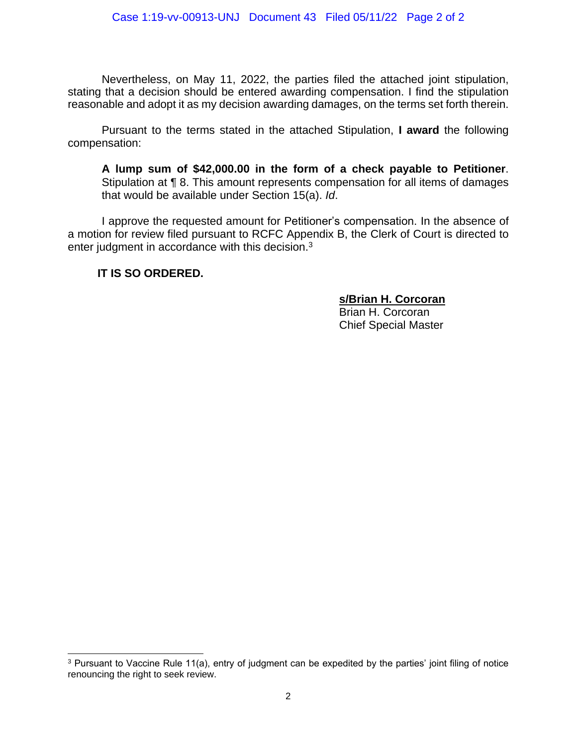Nevertheless, on May 11, 2022, the parties filed the attached joint stipulation, stating that a decision should be entered awarding compensation. I find the stipulation reasonable and adopt it as my decision awarding damages, on the terms set forth therein.

Pursuant to the terms stated in the attached Stipulation, **I award** the following compensation:

> **A lump sum of $42,000.00 in the form of a check payable to Petitioner**. Stipulation at ¶ 8. This amount represents compensation for all items of damages that would be available under Section 15(a). *Id*.

I approve the requested amount for Petitioner's compensation. In the absence of a motion for review filed pursuant to RCFC Appendix B, the Clerk of Court is directed to enter judgment in accordance with this decision.[3]

**IT IS SO ORDERED.**

**s/Brian H. Corcoran**
Brian H. Corcoran
Chief Special Master

---

[3] Pursuant to Vaccine Rule 11(a), entry of judgment can be expedited by the parties' joint filing of notice renouncing the right to seek review.